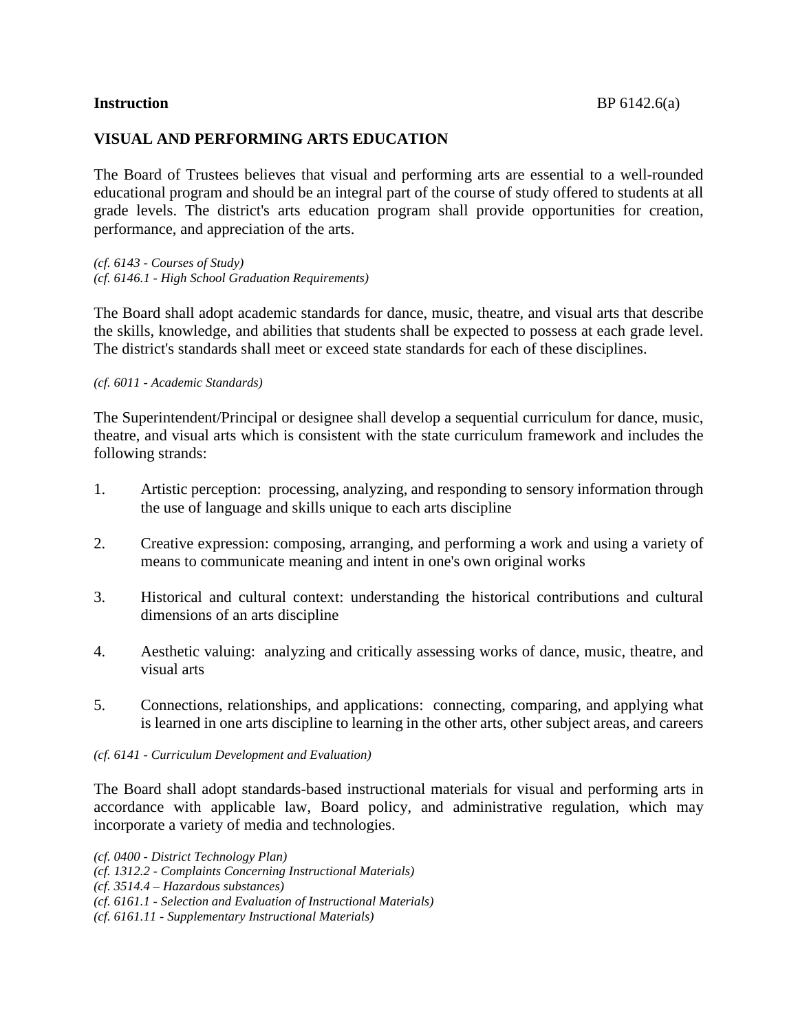**Instruction** BP 6142.6(a)

## VISUAL AND PERFORMING ARTS EDUCATION

The Board of Trustees believes that visual and performing arts are essential to a well-rounded educational program and should be an integral part of the course of study offered to students at all grade levels. The district's arts education program shall provide opportunities for creation, performance, and appreciation of the arts.

*(cf. 6143 - Courses of Study)*
*(cf. 6146.1 - High School Graduation Requirements)*

The Board shall adopt academic standards for dance, music, theatre, and visual arts that describe the skills, knowledge, and abilities that students shall be expected to possess at each grade level. The district's standards shall meet or exceed state standards for each of these disciplines.

*(cf. 6011 - Academic Standards)*

The Superintendent/Principal or designee shall develop a sequential curriculum for dance, music, theatre, and visual arts which is consistent with the state curriculum framework and includes the following strands:

1. Artistic perception: processing, analyzing, and responding to sensory information through the use of language and skills unique to each arts discipline

2. Creative expression: composing, arranging, and performing a work and using a variety of means to communicate meaning and intent in one's own original works

3. Historical and cultural context: understanding the historical contributions and cultural dimensions of an arts discipline

4. Aesthetic valuing: analyzing and critically assessing works of dance, music, theatre, and visual arts

5. Connections, relationships, and applications: connecting, comparing, and applying what is learned in one arts discipline to learning in the other arts, other subject areas, and careers

*(cf. 6141 - Curriculum Development and Evaluation)*

The Board shall adopt standards-based instructional materials for visual and performing arts in accordance with applicable law, Board policy, and administrative regulation, which may incorporate a variety of media and technologies.

*(cf. 0400 - District Technology Plan)*
*(cf. 1312.2 - Complaints Concerning Instructional Materials)*
*(cf. 3514.4 – Hazardous substances)*
*(cf. 6161.1 - Selection and Evaluation of Instructional Materials)*
*(cf. 6161.11 - Supplementary Instructional Materials)*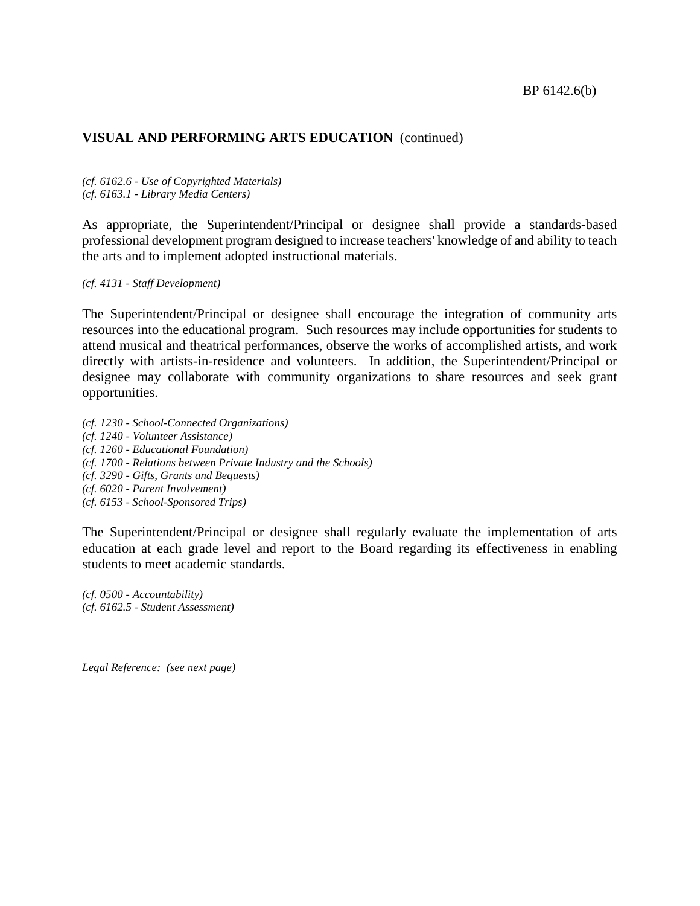**VISUAL AND PERFORMING ARTS EDUCATION** (continued)

*(cf. 6162.6 - Use of Copyrighted Materials)*
*(cf. 6163.1 - Library Media Centers)*

As appropriate, the Superintendent/Principal or designee shall provide a standards-based professional development program designed to increase teachers' knowledge of and ability to teach the arts and to implement adopted instructional materials.

*(cf. 4131 - Staff Development)*

The Superintendent/Principal or designee shall encourage the integration of community arts resources into the educational program. Such resources may include opportunities for students to attend musical and theatrical performances, observe the works of accomplished artists, and work directly with artists-in-residence and volunteers. In addition, the Superintendent/Principal or designee may collaborate with community organizations to share resources and seek grant opportunities.

*(cf. 1230 - School-Connected Organizations)*
*(cf. 1240 - Volunteer Assistance)*
*(cf. 1260 - Educational Foundation)*
*(cf. 1700 - Relations between Private Industry and the Schools)*
*(cf. 3290 - Gifts, Grants and Bequests)*
*(cf. 6020 - Parent Involvement)*
*(cf. 6153 - School-Sponsored Trips)*

The Superintendent/Principal or designee shall regularly evaluate the implementation of arts education at each grade level and report to the Board regarding its effectiveness in enabling students to meet academic standards.

*(cf. 0500 - Accountability)*
*(cf. 6162.5 - Student Assessment)*

*Legal Reference: (see next page)*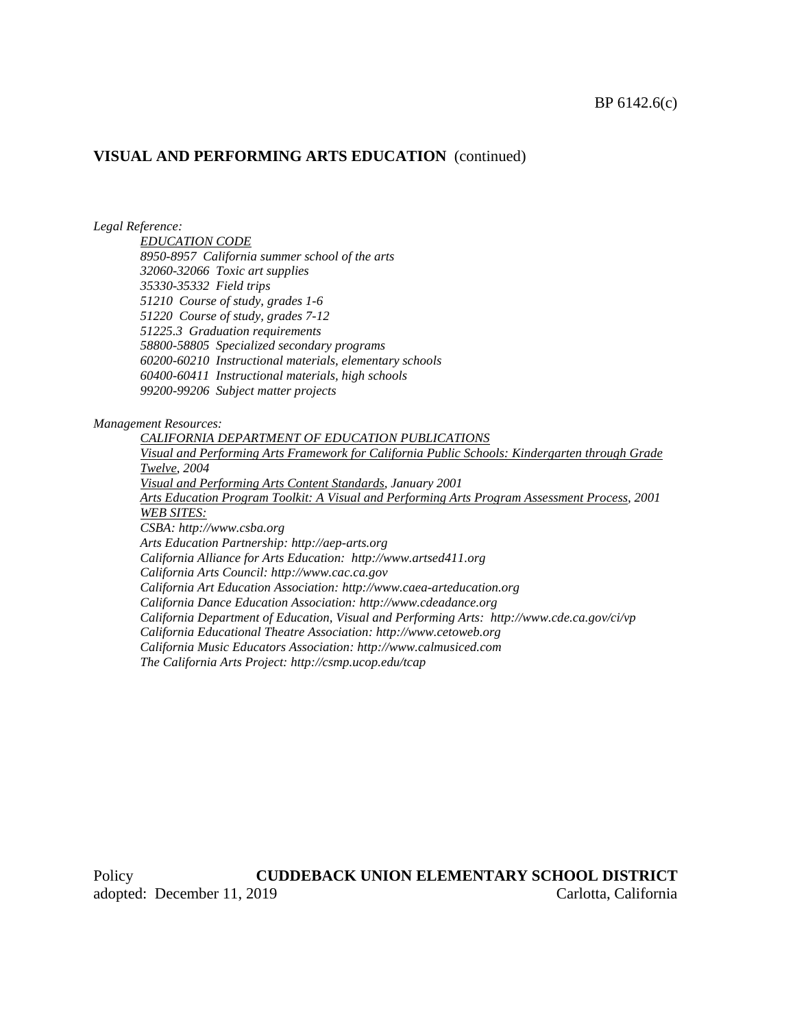## VISUAL AND PERFORMING ARTS EDUCATION (continued)

*Legal Reference:*

*EDUCATION CODE*
*8950-8957 California summer school of the arts*
*32060-32066 Toxic art supplies*
*35330-35332 Field trips*
*51210 Course of study, grades 1-6*
*51220 Course of study, grades 7-12*
*51225.3 Graduation requirements*
*58800-58805 Specialized secondary programs*
*60200-60210 Instructional materials, elementary schools*
*60400-60411 Instructional materials, high schools*
*99200-99206 Subject matter projects*

*Management Resources:*

*CALIFORNIA DEPARTMENT OF EDUCATION PUBLICATIONS*
*Visual and Performing Arts Framework for California Public Schools: Kindergarten through Grade Twelve, 2004*
*Visual and Performing Arts Content Standards, January 2001*
*Arts Education Program Toolkit: A Visual and Performing Arts Program Assessment Process, 2001*
*WEB SITES:*
*CSBA: http://www.csba.org*
*Arts Education Partnership: http://aep-arts.org*
*California Alliance for Arts Education: http://www.artsed411.org*
*California Arts Council: http://www.cac.ca.gov*
*California Art Education Association: http://www.caea-arteducation.org*
*California Dance Education Association: http://www.cdeadance.org*
*California Department of Education, Visual and Performing Arts: http://www.cde.ca.gov/ci/vp*
*California Educational Theatre Association: http://www.cetoweb.org*
*California Music Educators Association: http://www.calmusiced.com*
*The California Arts Project: http://csmp.ucop.edu/tcap*

Policy **CUDDEBACK UNION ELEMENTARY SCHOOL DISTRICT**
adopted: December 11, 2019 Carlotta, California